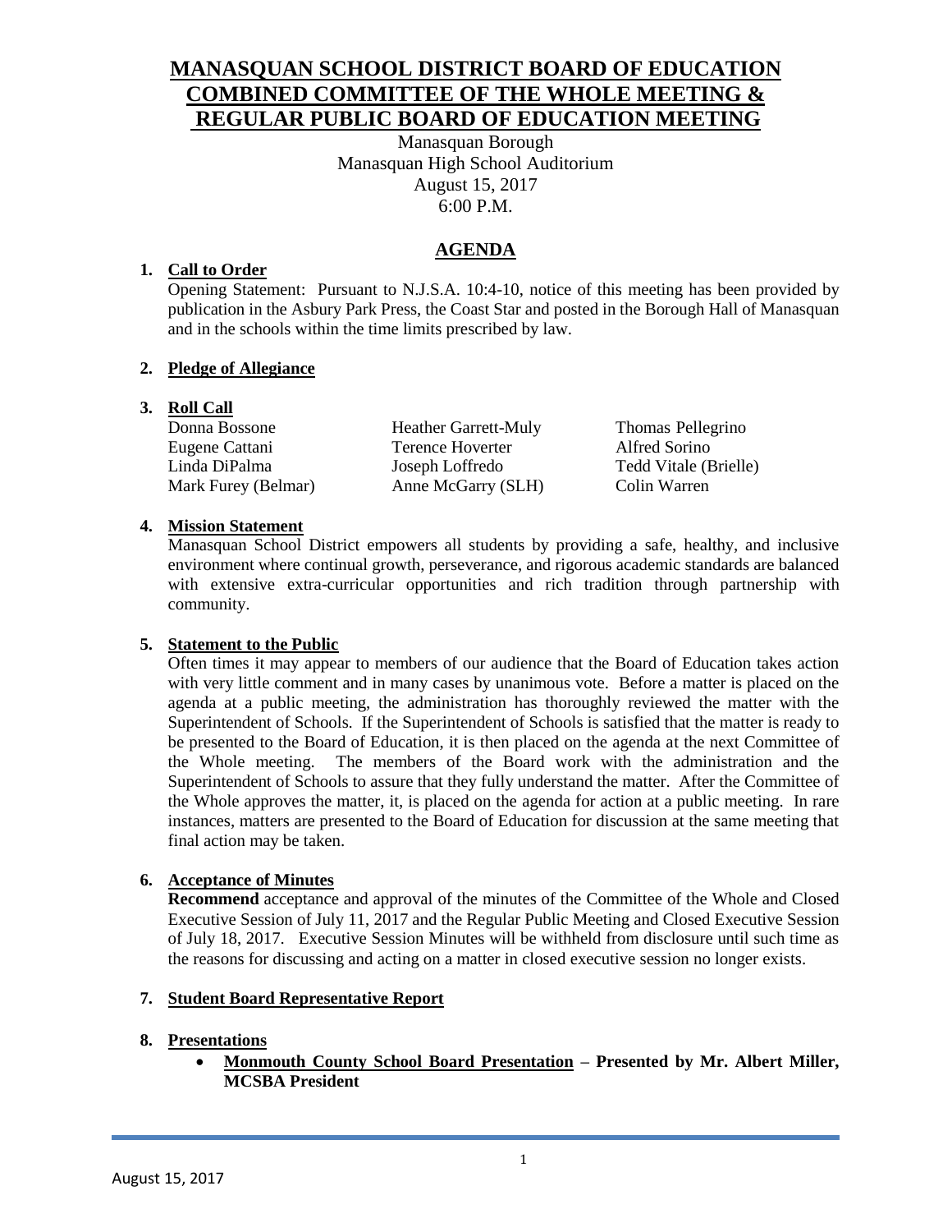# MANASQUAN SCHOOL DISTRICT BOARD OF EDUCATION COMBINED COMMITTEE OF THE WHOLE MEETING & REGULAR PUBLIC BOARD OF EDUCATION MEETING

Manasquan Borough
Manasquan High School Auditorium
August 15, 2017
6:00 P.M.

## AGENDA

1. **Call to Order**

   Opening Statement: Pursuant to N.J.S.A. 10:4-10, notice of this meeting has been provided by publication in the Asbury Park Press, the Coast Star and posted in the Borough Hall of Manasquan and in the schools within the time limits prescribed by law.

2. **Pledge of Allegiance**

3. **Roll Call**

   | | | |
   |---|---|---|
   | Donna Bossone | Heather Garrett-Muly | Thomas Pellegrino |
   | Eugene Cattani | Terence Hoverter | Alfred Sorino |
   | Linda DiPalma | Joseph Loffredo | Tedd Vitale (Brielle) |
   | Mark Furey (Belmar) | Anne McGarry (SLH) | Colin Warren |

4. **Mission Statement**

   Manasquan School District empowers all students by providing a safe, healthy, and inclusive environment where continual growth, perseverance, and rigorous academic standards are balanced with extensive extra-curricular opportunities and rich tradition through partnership with community.

5. **Statement to the Public**

   Often times it may appear to members of our audience that the Board of Education takes action with very little comment and in many cases by unanimous vote. Before a matter is placed on the agenda at a public meeting, the administration has thoroughly reviewed the matter with the Superintendent of Schools. If the Superintendent of Schools is satisfied that the matter is ready to be presented to the Board of Education, it is then placed on the agenda at the next Committee of the Whole meeting. The members of the Board work with the administration and the Superintendent of Schools to assure that they fully understand the matter. After the Committee of the Whole approves the matter, it, is placed on the agenda for action at a public meeting. In rare instances, matters are presented to the Board of Education for discussion at the same meeting that final action may be taken.

6. **Acceptance of Minutes**

   **Recommend** acceptance and approval of the minutes of the Committee of the Whole and Closed Executive Session of July 11, 2017 and the Regular Public Meeting and Closed Executive Session of July 18, 2017. Executive Session Minutes will be withheld from disclosure until such time as the reasons for discussing and acting on a matter in closed executive session no longer exists.

7. **Student Board Representative Report**

8. **Presentations**

   - **Monmouth County School Board Presentation – Presented by Mr. Albert Miller, MCSBA President**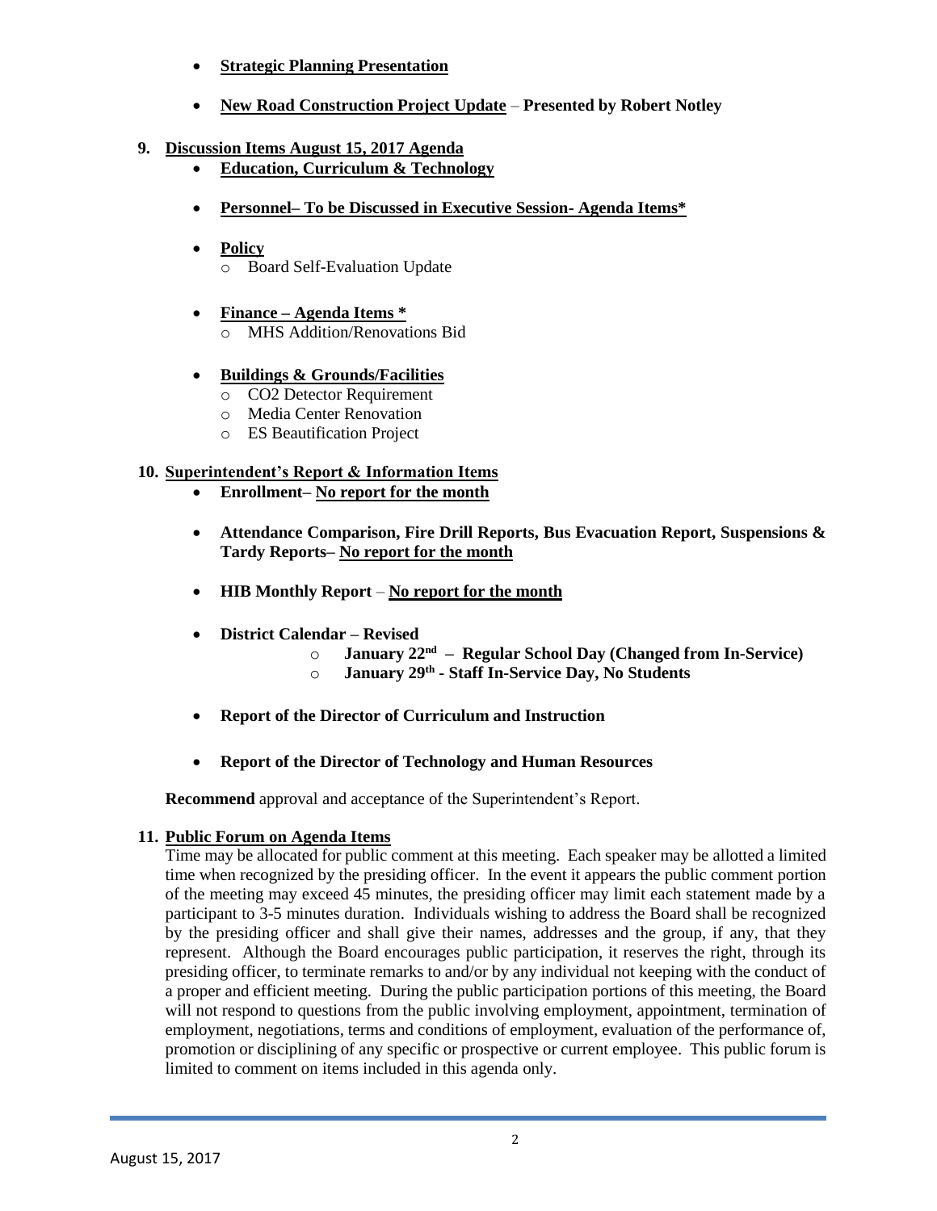- **Strategic Planning Presentation**
- **New Road Construction Project Update** – **Presented by Robert Notley**

**9. Discussion Items August 15, 2017 Agenda**

- **Education, Curriculum & Technology**
- **Personnel– To be Discussed in Executive Session- Agenda Items***
- **Policy**
    - Board Self-Evaluation Update
- **Finance – Agenda Items ***
    - MHS Addition/Renovations Bid
- **Buildings & Grounds/Facilities**
    - $CO_2$ Detector Requirement
    - Media Center Renovation
    - ES Beautification Project

**10. Superintendent's Report & Information Items**

- **Enrollment– No report for the month**
- **Attendance Comparison, Fire Drill Reports, Bus Evacuation Report, Suspensions & Tardy Reports– No report for the month**
- **HIB Monthly Report** – **No report for the month**
- **District Calendar – Revised**
    - **January 22nd – Regular School Day (Changed from In-Service)**
    - **January 29th - Staff In-Service Day, No Students**
- **Report of the Director of Curriculum and Instruction**
- **Report of the Director of Technology and Human Resources**

**Recommend** approval and acceptance of the Superintendent's Report.

**11. Public Forum on Agenda Items**

Time may be allocated for public comment at this meeting. Each speaker may be allotted a limited time when recognized by the presiding officer. In the event it appears the public comment portion of the meeting may exceed 45 minutes, the presiding officer may limit each statement made by a participant to 3-5 minutes duration. Individuals wishing to address the Board shall be recognized by the presiding officer and shall give their names, addresses and the group, if any, that they represent. Although the Board encourages public participation, it reserves the right, through its presiding officer, to terminate remarks to and/or by any individual not keeping with the conduct of a proper and efficient meeting. During the public participation portions of this meeting, the Board will not respond to questions from the public involving employment, appointment, termination of employment, negotiations, terms and conditions of employment, evaluation of the performance of, promotion or disciplining of any specific or prospective or current employee. This public forum is limited to comment on items included in this agenda only.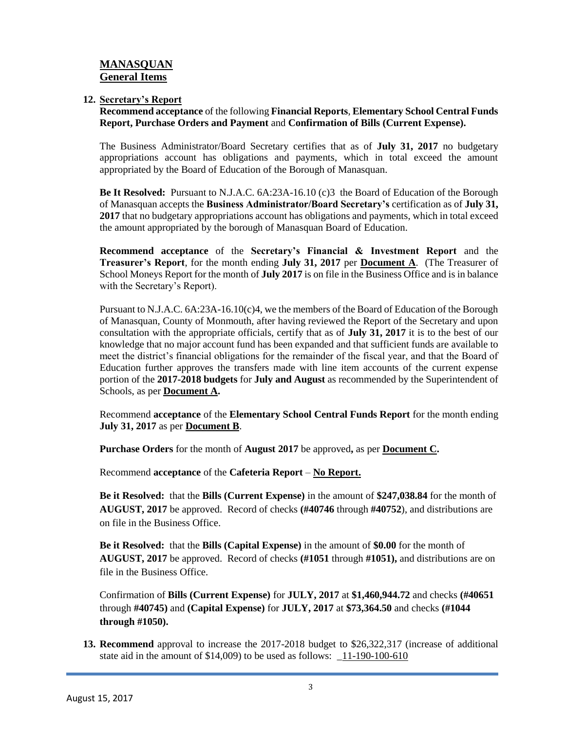## **MANASQUAN**
## **General Items**

**12. Secretary's Report**

**Recommend acceptance** of the following **Financial Reports**, **Elementary School Central Funds Report, Purchase Orders and Payment** and **Confirmation of Bills (Current Expense).**

The Business Administrator/Board Secretary certifies that as of **July 31, 2017** no budgetary appropriations account has obligations and payments, which in total exceed the amount appropriated by the Board of Education of the Borough of Manasquan.

**Be It Resolved:** Pursuant to N.J.A.C. 6A:23A-16.10 (c)3 the Board of Education of the Borough of Manasquan accepts the **Business Administrator/Board Secretary's** certification as of **July 31, 2017** that no budgetary appropriations account has obligations and payments, which in total exceed the amount appropriated by the borough of Manasquan Board of Education.

**Recommend acceptance** of the **Secretary's Financial & Investment Report** and the **Treasurer's Report**, for the month ending **July 31, 2017** per **Document A**. (The Treasurer of School Moneys Report for the month of **July 2017** is on file in the Business Office and is in balance with the Secretary's Report).

Pursuant to N.J.A.C. 6A:23A-16.10(c)4, we the members of the Board of Education of the Borough of Manasquan, County of Monmouth, after having reviewed the Report of the Secretary and upon consultation with the appropriate officials, certify that as of **July 31, 2017** it is to the best of our knowledge that no major account fund has been expanded and that sufficient funds are available to meet the district's financial obligations for the remainder of the fiscal year, and that the Board of Education further approves the transfers made with line item accounts of the current expense portion of the **2017-2018 budgets** for **July and August** as recommended by the Superintendent of Schools, as per **Document A.**

Recommend **acceptance** of the **Elementary School Central Funds Report** for the month ending **July 31, 2017** as per **Document B**.

**Purchase Orders** for the month of **August 2017** be approved**,** as per **Document C.**

Recommend **acceptance** of the **Cafeteria Report** – **No Report.**

**Be it Resolved:** that the **Bills (Current Expense)** in the amount of **$247,038.84** for the month of **AUGUST, 2017** be approved. Record of checks **(#40746** through **#40752**), and distributions are on file in the Business Office.

**Be it Resolved:** that the **Bills (Capital Expense)** in the amount of **$0.00** for the month of **AUGUST, 2017** be approved. Record of checks **(#1051** through **#1051),** and distributions are on file in the Business Office.

Confirmation of **Bills (Current Expense)** for **JULY, 2017** at **$1,460,944.72** and checks **(#40651** through **#40745)** and **(Capital Expense)** for **JULY, 2017** at **$73,364.50** and checks **(#1044 through #1050).**

**13. Recommend** approval to increase the 2017-2018 budget to $26,322,317 (increase of additional state aid in the amount of $14,009) to be used as follows: _11-190-100-610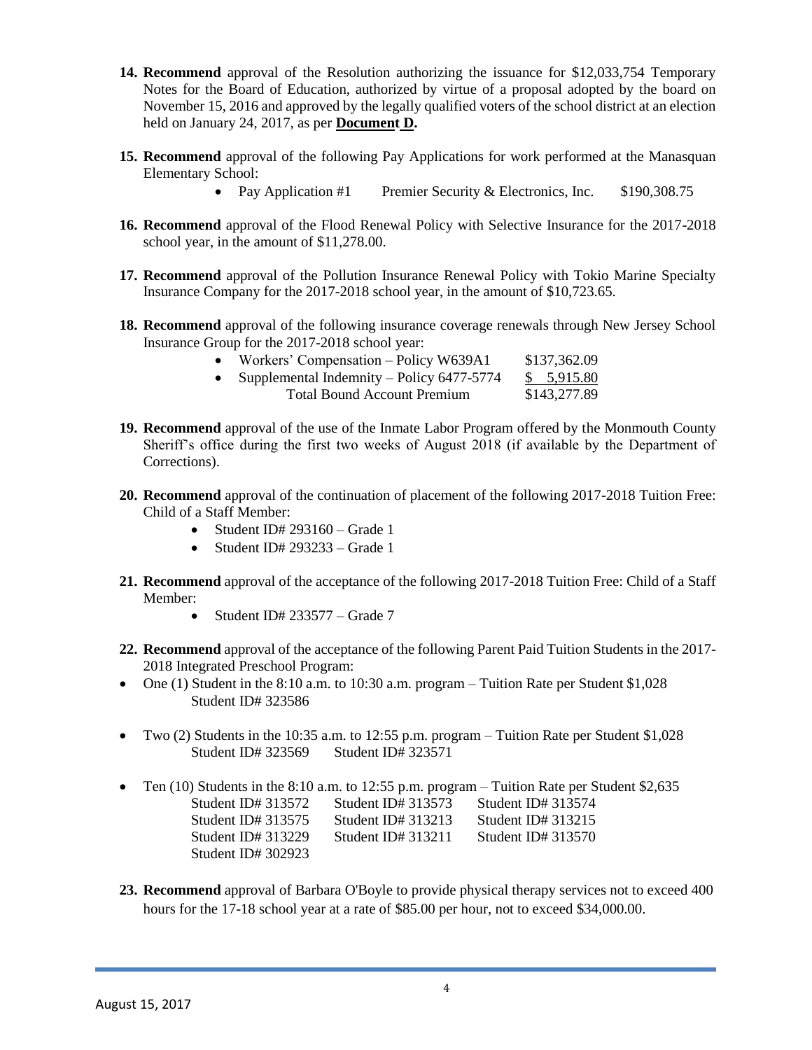**14. Recommend** approval of the Resolution authorizing the issuance for $12,033,754 Temporary Notes for the Board of Education, authorized by virtue of a proposal adopted by the board on November 15, 2016 and approved by the legally qualified voters of the school district at an election held on January 24, 2017, as per **Document D.**

**15. Recommend** approval of the following Pay Applications for work performed at the Manasquan Elementary School:

- Pay Application #1 Premier Security & Electronics, Inc. $190,308.75

**16. Recommend** approval of the Flood Renewal Policy with Selective Insurance for the 2017-2018 school year, in the amount of $11,278.00.

**17. Recommend** approval of the Pollution Insurance Renewal Policy with Tokio Marine Specialty Insurance Company for the 2017-2018 school year, in the amount of $10,723.65.

**18. Recommend** approval of the following insurance coverage renewals through New Jersey School Insurance Group for the 2017-2018 school year:

- Workers' Compensation – Policy W639A1 $137,362.09
- Supplemental Indemnity – Policy 6477-5774 $ 5,915.80

  Total Bound Account Premium $143,277.89

**19. Recommend** approval of the use of the Inmate Labor Program offered by the Monmouth County Sheriff's office during the first two weeks of August 2018 (if available by the Department of Corrections).

**20. Recommend** approval of the continuation of placement of the following 2017-2018 Tuition Free: Child of a Staff Member:

- Student ID# 293160 – Grade 1
- Student ID# 293233 – Grade 1

**21. Recommend** approval of the acceptance of the following 2017-2018 Tuition Free: Child of a Staff Member:

- Student ID# 233577 – Grade 7

**22. Recommend** approval of the acceptance of the following Parent Paid Tuition Students in the 2017-2018 Integrated Preschool Program:

- One (1) Student in the 8:10 a.m. to 10:30 a.m. program – Tuition Rate per Student $1,028
  Student ID# 323586

- Two (2) Students in the 10:35 a.m. to 12:55 p.m. program – Tuition Rate per Student $1,028
  Student ID# 323569 Student ID# 323571

- Ten (10) Students in the 8:10 a.m. to 12:55 p.m. program – Tuition Rate per Student $2,635
  Student ID# 313572 Student ID# 313573 Student ID# 313574
  Student ID# 313575 Student ID# 313213 Student ID# 313215
  Student ID# 313229 Student ID# 313211 Student ID# 313570
  Student ID# 302923

**23. Recommend** approval of Barbara O'Boyle to provide physical therapy services not to exceed 400 hours for the 17-18 school year at a rate of $85.00 per hour, not to exceed $34,000.00.

August 15, 2017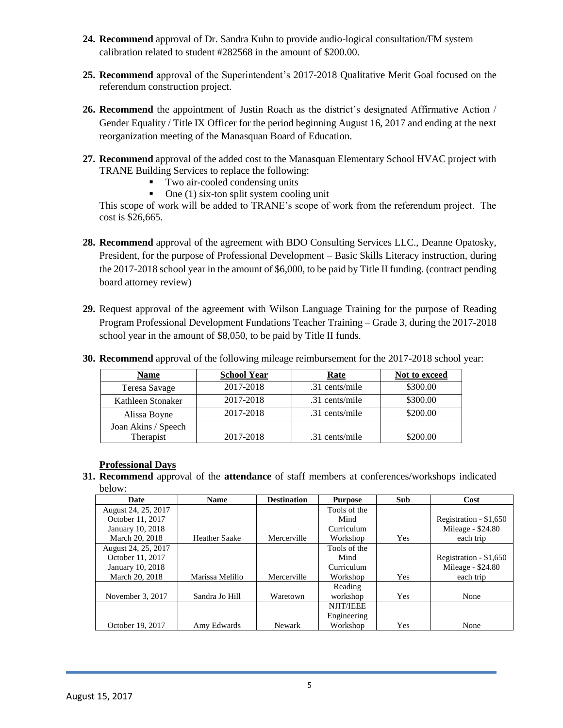24. **Recommend** approval of Dr. Sandra Kuhn to provide audio-logical consultation/FM system calibration related to student #282568 in the amount of $200.00.

25. **Recommend** approval of the Superintendent's 2017-2018 Qualitative Merit Goal focused on the referendum construction project.

26. **Recommend** the appointment of Justin Roach as the district's designated Affirmative Action / Gender Equality / Title IX Officer for the period beginning August 16, 2017 and ending at the next reorganization meeting of the Manasquan Board of Education.

27. **Recommend** approval of the added cost to the Manasquan Elementary School HVAC project with TRANE Building Services to replace the following:
    - Two air-cooled condensing units
    - One (1) six-ton split system cooling unit

    This scope of work will be added to TRANE's scope of work from the referendum project. The cost is $26,665.

28. **Recommend** approval of the agreement with BDO Consulting Services LLC., Deanne Opatosky, President, for the purpose of Professional Development – Basic Skills Literacy instruction, during the 2017-2018 school year in the amount of $6,000, to be paid by Title II funding. (contract pending board attorney review)

29. Request approval of the agreement with Wilson Language Training for the purpose of Reading Program Professional Development Fundations Teacher Training – Grade 3, during the 2017-2018 school year in the amount of $8,050, to be paid by Title II funds.

30. **Recommend** approval of the following mileage reimbursement for the 2017-2018 school year:

| Name | School Year | Rate | Not to exceed |
|---|---|---|---|
| Teresa Savage | 2017-2018 | .31 cents/mile | $300.00 |
| Kathleen Stonaker | 2017-2018 | .31 cents/mile | $300.00 |
| Alissa Boyne | 2017-2018 | .31 cents/mile | $200.00 |
| Joan Akins / Speech Therapist | 2017-2018 | .31 cents/mile | $200.00 |

**Professional Days**

31. **Recommend** approval of the **attendance** of staff members at conferences/workshops indicated below:

| Date | Name | Destination | Purpose | Sub | Cost |
|---|---|---|---|---|---|
| August 24, 25, 2017 October 11, 2017 January 10, 2018 March 20, 2018 | Heather Saake | Mercerville | Tools of the Mind Curriculum Workshop | Yes | Registration - $1,650 Mileage - $24.80 each trip |
| August 24, 25, 2017 October 11, 2017 January 10, 2018 March 20, 2018 | Marissa Melillo | Mercerville | Tools of the Mind Curriculum Workshop | Yes | Registration - $1,650 Mileage - $24.80 each trip |
| November 3, 2017 | Sandra Jo Hill | Waretown | Reading workshop | Yes | None |
| October 19, 2017 | Amy Edwards | Newark | NJIT/IEEE Engineering Workshop | Yes | None |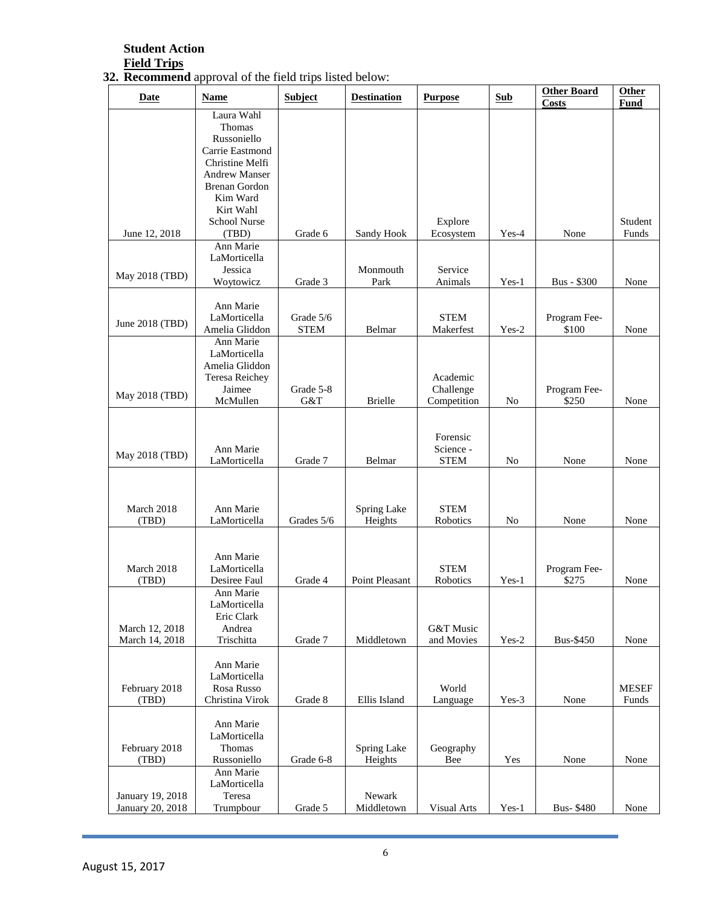**Student Action**

**Field Trips**

**32. Recommend** approval of the field trips listed below:

| Date | Name | Subject | Destination | Purpose | Sub | Other Board Costs | Other Fund |
|---|---|---|---|---|---|---|---|
| June 12, 2018 | Laura Wahl Thomas Russoniello Carrie Eastmond Christine Melfi Andrew Manser Brenan Gordon Kim Ward Kirt Wahl School Nurse (TBD) | Grade 6 | Sandy Hook | Explore Ecosystem | Yes-4 | None | Student Funds |
| May 2018 (TBD) | Ann Marie LaMorticella Jessica Woytowicz | Grade 3 | Monmouth Park | Service Animals | Yes-1 | Bus - $300 | None |
| June 2018 (TBD) | Ann Marie LaMorticella Amelia Gliddon | Grade 5/6 STEM | Belmar | STEM Makerfest | Yes-2 | Program Fee- $100 | None |
| May 2018 (TBD) | Ann Marie LaMorticella Amelia Gliddon Teresa Reichey Jaimee McMullen | Grade 5-8 G&T | Brielle | Academic Challenge Competition | No | Program Fee- $250 | None |
| May 2018 (TBD) | Ann Marie LaMorticella | Grade 7 | Belmar | Forensic Science - STEM | No | None | None |
| March 2018 (TBD) | Ann Marie LaMorticella | Grades 5/6 | Spring Lake Heights | STEM Robotics | No | None | None |
| March 2018 (TBD) | Ann Marie LaMorticella Desiree Faul | Grade 4 | Point Pleasant | STEM Robotics | Yes-1 | Program Fee- $275 | None |
| March 12, 2018 March 14, 2018 | Ann Marie LaMorticella Eric Clark Andrea Trischitta | Grade 7 | Middletown | G&T Music and Movies | Yes-2 | Bus-$450 | None |
| February 2018 (TBD) | Ann Marie LaMorticella Rosa Russo Christina Virok | Grade 8 | Ellis Island | World Language | Yes-3 | None | MESEF Funds |
| February 2018 (TBD) | Ann Marie LaMorticella Thomas Russoniello | Grade 6-8 | Spring Lake Heights | Geography Bee | Yes | None | None |
| January 19, 2018 January 20, 2018 | Ann Marie LaMorticella Teresa Trumpbour | Grade 5 | Newark Middletown | Visual Arts | Yes-1 | Bus- $480 | None |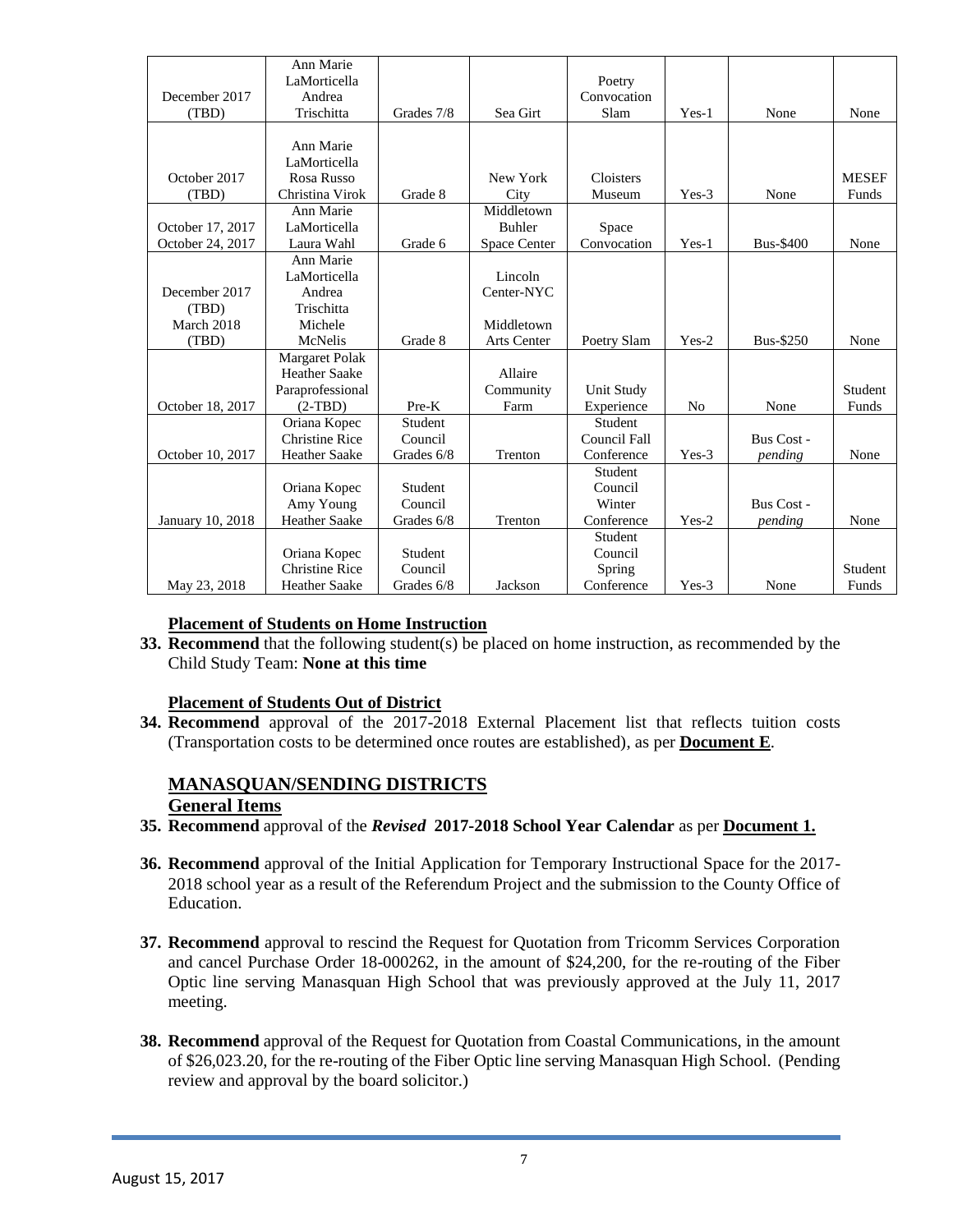| | | | | | | | |
|---|---|---|---|---|---|---|---|
| December 2017 (TBD) | Ann Marie LaMorticella Andrea Trischitta | Grades 7/8 | Sea Girt | Poetry Convocation Slam | Yes-1 | None | None |
| October 2017 (TBD) | Ann Marie LaMorticella Rosa Russo Christina Virok | Grade 8 | New York City | Cloisters Museum | Yes-3 | None | MESEF Funds |
| October 17, 2017 October 24, 2017 | Ann Marie LaMorticella Laura Wahl | Grade 6 | Middletown Buhler Space Center | Space Convocation | Yes-1 | Bus-$400 | None |
| December 2017 (TBD) March 2018 (TBD) | Ann Marie LaMorticella Andrea Trischitta Michele McNelis | Grade 8 | Lincoln Center-NYC Middletown Arts Center | Poetry Slam | Yes-2 | Bus-$250 | None |
| October 18, 2017 | Margaret Polak Heather Saake Paraprofessional (2-TBD) | Pre-K | Allaire Community Farm | Unit Study Experience | No | None | Student Funds |
| October 10, 2017 | Oriana Kopec Christine Rice Heather Saake | Student Council Grades 6/8 | Trenton | Student Council Fall Conference | Yes-3 | Bus Cost - *pending* | None |
| January 10, 2018 | Oriana Kopec Amy Young Heather Saake | Student Council Grades 6/8 | Trenton | Student Council Winter Conference | Yes-2 | Bus Cost - *pending* | None |
| May 23, 2018 | Oriana Kopec Christine Rice Heather Saake | Student Council Grades 6/8 | Jackson | Student Council Spring Conference | Yes-3 | None | Student Funds |

**Placement of Students on Home Instruction**

**33. Recommend** that the following student(s) be placed on home instruction, as recommended by the Child Study Team: **None at this time**

**Placement of Students Out of District**

**34. Recommend** approval of the 2017-2018 External Placement list that reflects tuition costs (Transportation costs to be determined once routes are established), as per **Document E**.

## MANASQUAN/SENDING DISTRICTS

### General Items

**35. Recommend** approval of the ***Revised*** **2017-2018 School Year Calendar** as per **Document 1.**

**36. Recommend** approval of the Initial Application for Temporary Instructional Space for the 2017-2018 school year as a result of the Referendum Project and the submission to the County Office of Education.

**37. Recommend** approval to rescind the Request for Quotation from Tricomm Services Corporation and cancel Purchase Order 18-000262, in the amount of $24,200, for the re-routing of the Fiber Optic line serving Manasquan High School that was previously approved at the July 11, 2017 meeting.

**38. Recommend** approval of the Request for Quotation from Coastal Communications, in the amount of $26,023.20, for the re-routing of the Fiber Optic line serving Manasquan High School. (Pending review and approval by the board solicitor.)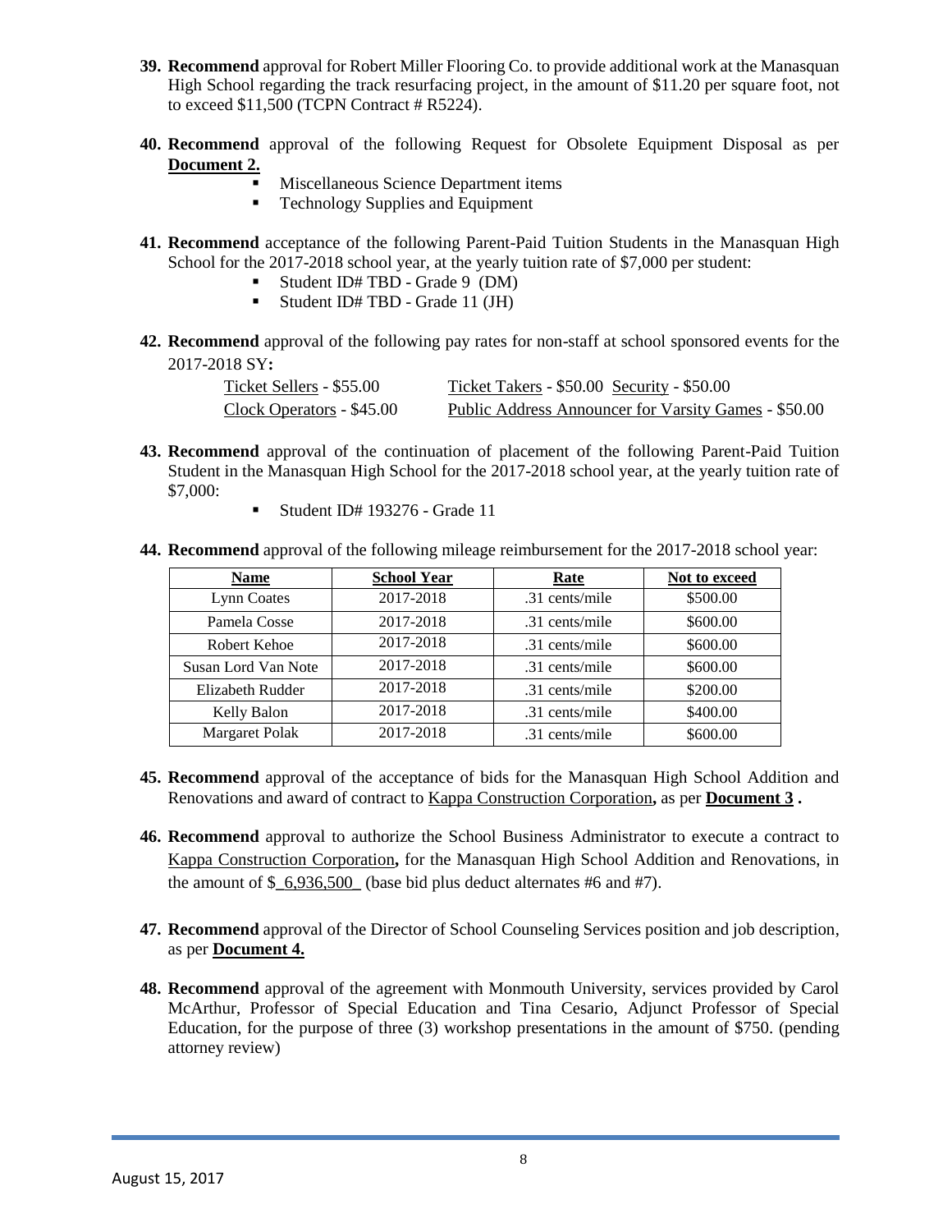39. **Recommend** approval for Robert Miller Flooring Co. to provide additional work at the Manasquan High School regarding the track resurfacing project, in the amount of $11.20 per square foot, not to exceed $11,500 (TCPN Contract # R5224).

40. **Recommend** approval of the following Request for Obsolete Equipment Disposal as per **Document 2.**
    - Miscellaneous Science Department items
    - Technology Supplies and Equipment

41. **Recommend** acceptance of the following Parent-Paid Tuition Students in the Manasquan High School for the 2017-2018 school year, at the yearly tuition rate of $7,000 per student:
    - Student ID# TBD - Grade 9 (DM)
    - Student ID# TBD - Grade 11 (JH)

42. **Recommend** approval of the following pay rates for non-staff at school sponsored events for the 2017-2018 SY**:**

    Ticket Sellers - $55.00    Ticket Takers - $50.00  Security - $50.00
    Clock Operators - $45.00    Public Address Announcer for Varsity Games - $50.00

43. **Recommend** approval of the continuation of placement of the following Parent-Paid Tuition Student in the Manasquan High School for the 2017-2018 school year, at the yearly tuition rate of $7,000:
    - Student ID# 193276 - Grade 11

44. **Recommend** approval of the following mileage reimbursement for the 2017-2018 school year:

| Name | School Year | Rate | Not to exceed |
|---|---|---|---|
| Lynn Coates | 2017-2018 | .31 cents/mile | $500.00 |
| Pamela Cosse | 2017-2018 | .31 cents/mile | $600.00 |
| Robert Kehoe | 2017-2018 | .31 cents/mile | $600.00 |
| Susan Lord Van Note | 2017-2018 | .31 cents/mile | $600.00 |
| Elizabeth Rudder | 2017-2018 | .31 cents/mile | $200.00 |
| Kelly Balon | 2017-2018 | .31 cents/mile | $400.00 |
| Margaret Polak | 2017-2018 | .31 cents/mile | $600.00 |

45. **Recommend** approval of the acceptance of bids for the Manasquan High School Addition and Renovations and award of contract to Kappa Construction Corporation**,** as per **Document 3 .**

46. **Recommend** approval to authorize the School Business Administrator to execute a contract to Kappa Construction Corporation**,** for the Manasquan High School Addition and Renovations, in the amount of $_6,936,500_ (base bid plus deduct alternates #6 and #7).

47. **Recommend** approval of the Director of School Counseling Services position and job description, as per **Document 4.**

48. **Recommend** approval of the agreement with Monmouth University, services provided by Carol McArthur, Professor of Special Education and Tina Cesario, Adjunct Professor of Special Education, for the purpose of three (3) workshop presentations in the amount of $750. (pending attorney review)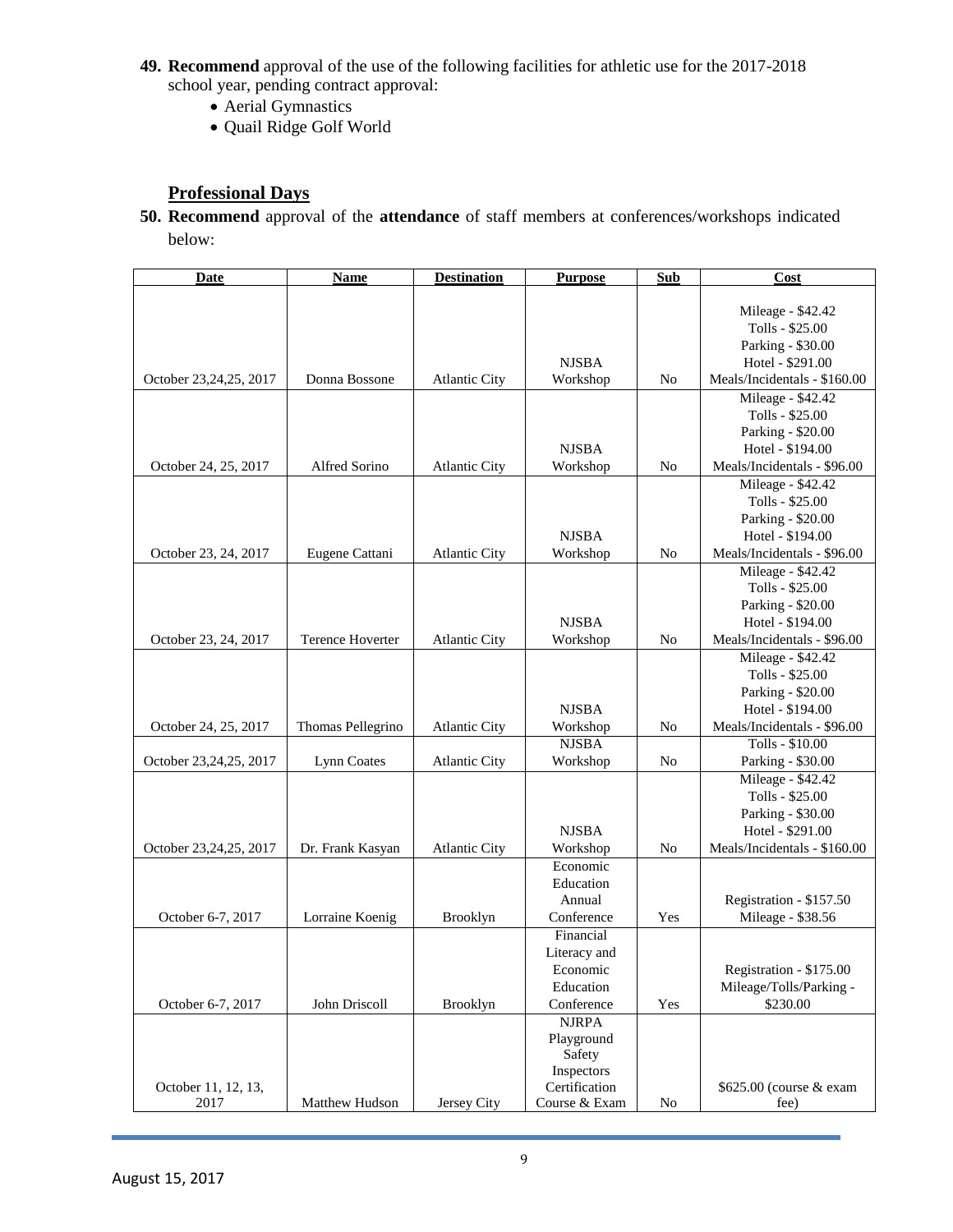49. **Recommend** approval of the use of the following facilities for athletic use for the 2017-2018 school year, pending contract approval:
    - Aerial Gymnastics
    - Quail Ridge Golf World

## Professional Days

50. **Recommend** approval of the **attendance** of staff members at conferences/workshops indicated below:

| Date | Name | Destination | Purpose | Sub | Cost |
|---|---|---|---|---|---|
| October 23,24,25, 2017 | Donna Bossone | Atlantic City | NJSBA Workshop | No | Mileage - $42.42<br>Tolls - $25.00<br>Parking - $30.00<br>Hotel - $291.00<br>Meals/Incidentals - $160.00 |
| October 24, 25, 2017 | Alfred Sorino | Atlantic City | NJSBA Workshop | No | Mileage - $42.42<br>Tolls - $25.00<br>Parking - $20.00<br>Hotel - $194.00<br>Meals/Incidentals - $96.00 |
| October 23, 24, 2017 | Eugene Cattani | Atlantic City | NJSBA Workshop | No | Mileage - $42.42<br>Tolls - $25.00<br>Parking - $20.00<br>Hotel - $194.00<br>Meals/Incidentals - $96.00 |
| October 23, 24, 2017 | Terence Hoverter | Atlantic City | NJSBA Workshop | No | Mileage - $42.42<br>Tolls - $25.00<br>Parking - $20.00<br>Hotel - $194.00<br>Meals/Incidentals - $96.00 |
| October 24, 25, 2017 | Thomas Pellegrino | Atlantic City | NJSBA Workshop | No | Mileage - $42.42<br>Tolls - $25.00<br>Parking - $20.00<br>Hotel - $194.00<br>Meals/Incidentals - $96.00 |
| October 23,24,25, 2017 | Lynn Coates | Atlantic City | NJSBA Workshop | No | Tolls - $10.00<br>Parking - $30.00 |
| October 23,24,25, 2017 | Dr. Frank Kasyan | Atlantic City | NJSBA Workshop | No | Mileage - $42.42<br>Tolls - $25.00<br>Parking - $30.00<br>Hotel - $291.00<br>Meals/Incidentals - $160.00 |
| October 6-7, 2017 | Lorraine Koenig | Brooklyn | Economic Education Annual Conference | Yes | Registration - $157.50<br>Mileage - $38.56 |
| October 6-7, 2017 | John Driscoll | Brooklyn | Financial Literacy and Economic Education Conference | Yes | Registration - $175.00<br>Mileage/Tolls/Parking - $230.00 |
| October 11, 12, 13, 2017 | Matthew Hudson | Jersey City | NJRPA Playground Safety Inspectors Certification Course & Exam | No | $625.00 (course & exam fee) |

August 15, 2017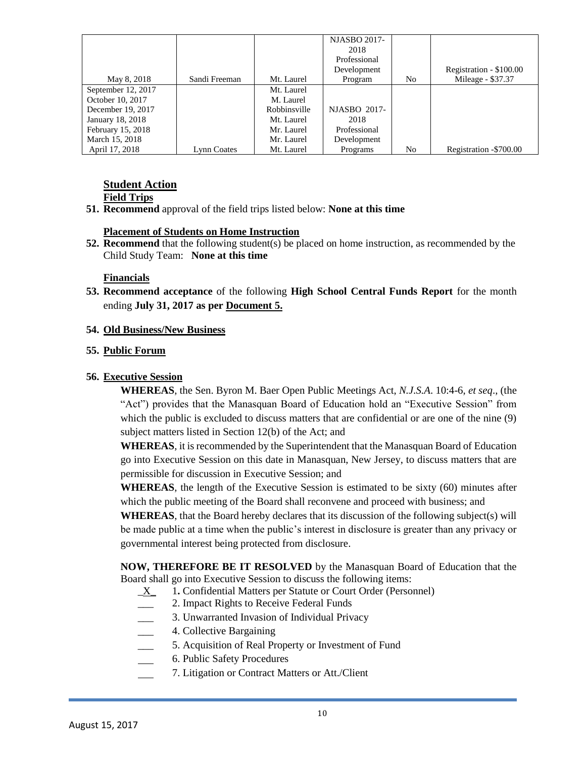| | | | | | |
|---|---|---|---|---|---|
| May 8, 2018 | Sandi Freeman | Mt. Laurel | NJASBO 2017-2018 Professional Development Program | No | Registration - $100.00 Mileage - $37.37 |
| September 12, 2017<br>October 10, 2017<br>December 19, 2017<br>January 18, 2018<br>February 15, 2018<br>March 15, 2018<br>April 17, 2018 | Lynn Coates | Mt. Laurel<br>M. Laurel<br>Robbinsville<br>Mt. Laurel<br>Mr. Laurel<br>Mr. Laurel<br>Mt. Laurel | NJASBO 2017-2018 Professional Development Programs | No | Registration -$700.00 |

## Student Action

**Field Trips**

**51. Recommend** approval of the field trips listed below: **None at this time**

**Placement of Students on Home Instruction**

**52. Recommend** that the following student(s) be placed on home instruction, as recommended by the Child Study Team: **None at this time**

**Financials**

**53. Recommend acceptance** of the following **High School Central Funds Report** for the month ending **July 31, 2017 as per Document 5.**

**54. Old Business/New Business**

**55. Public Forum**

**56. Executive Session**

**WHEREAS**, the Sen. Byron M. Baer Open Public Meetings Act, *N.J.S.A.* 10:4-6, *et seq*., (the "Act") provides that the Manasquan Board of Education hold an "Executive Session" from which the public is excluded to discuss matters that are confidential or are one of the nine (9) subject matters listed in Section 12(b) of the Act; and

**WHEREAS**, it is recommended by the Superintendent that the Manasquan Board of Education go into Executive Session on this date in Manasquan, New Jersey, to discuss matters that are permissible for discussion in Executive Session; and

**WHEREAS**, the length of the Executive Session is estimated to be sixty (60) minutes after which the public meeting of the Board shall reconvene and proceed with business; and

**WHEREAS**, that the Board hereby declares that its discussion of the following subject(s) will be made public at a time when the public's interest in disclosure is greater than any privacy or governmental interest being protected from disclosure.

**NOW, THEREFORE BE IT RESOLVED** by the Manasquan Board of Education that the Board shall go into Executive Session to discuss the following items:

_X_ 1. Confidential Matters per Statute or Court Order (Personnel)
___ 2. Impact Rights to Receive Federal Funds
___ 3. Unwarranted Invasion of Individual Privacy
___ 4. Collective Bargaining
___ 5. Acquisition of Real Property or Investment of Fund
___ 6. Public Safety Procedures
___ 7. Litigation or Contract Matters or Att./Client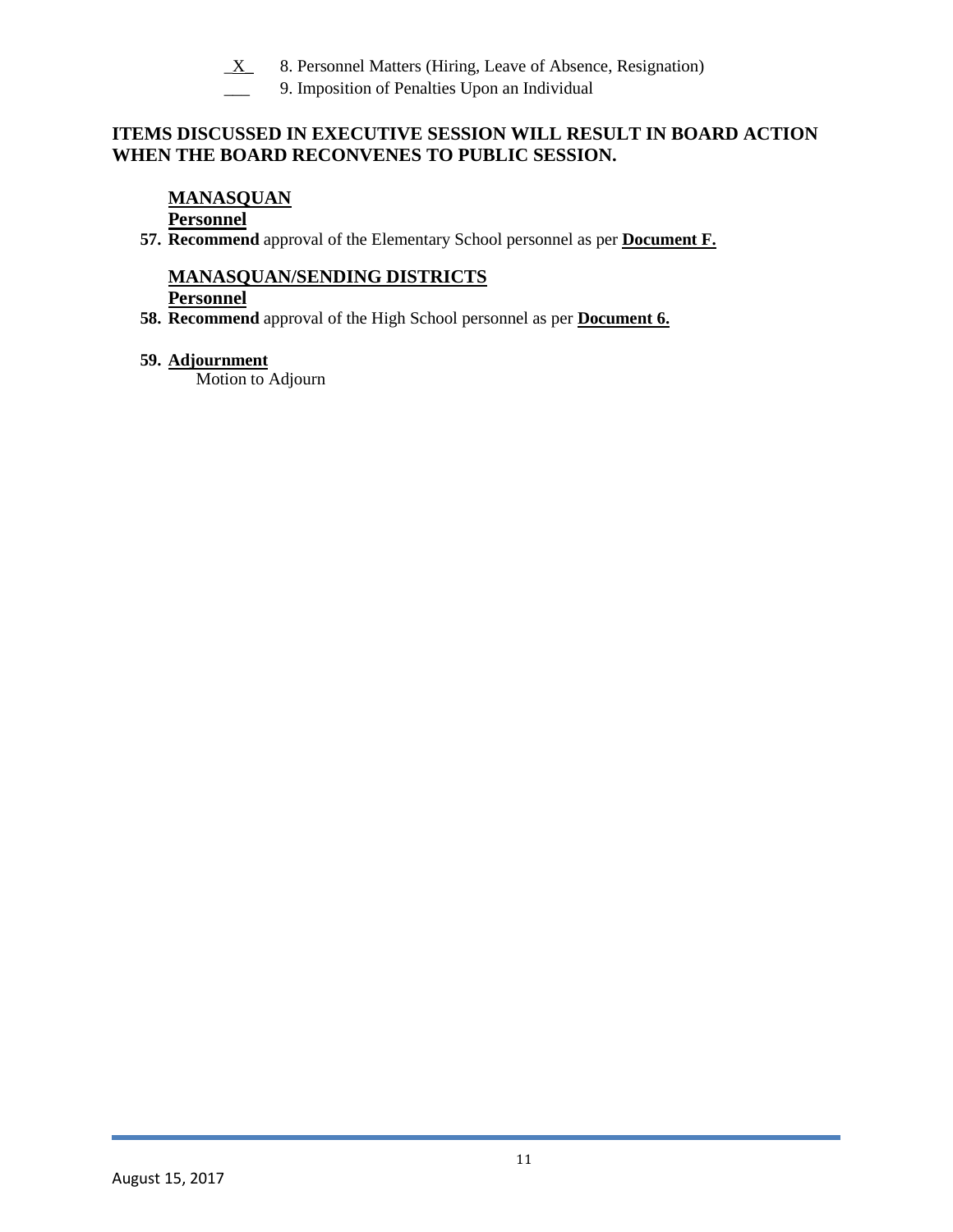_X_ 8. Personnel Matters (Hiring, Leave of Absence, Resignation)

___ 9. Imposition of Penalties Upon an Individual

**ITEMS DISCUSSED IN EXECUTIVE SESSION WILL RESULT IN BOARD ACTION WHEN THE BOARD RECONVENES TO PUBLIC SESSION.**

**MANASQUAN**

**Personnel**

57. **Recommend** approval of the Elementary School personnel as per **Document F.**

**MANASQUAN/SENDING DISTRICTS**

**Personnel**

58. **Recommend** approval of the High School personnel as per **Document 6.**

59. **Adjournment**

Motion to Adjourn